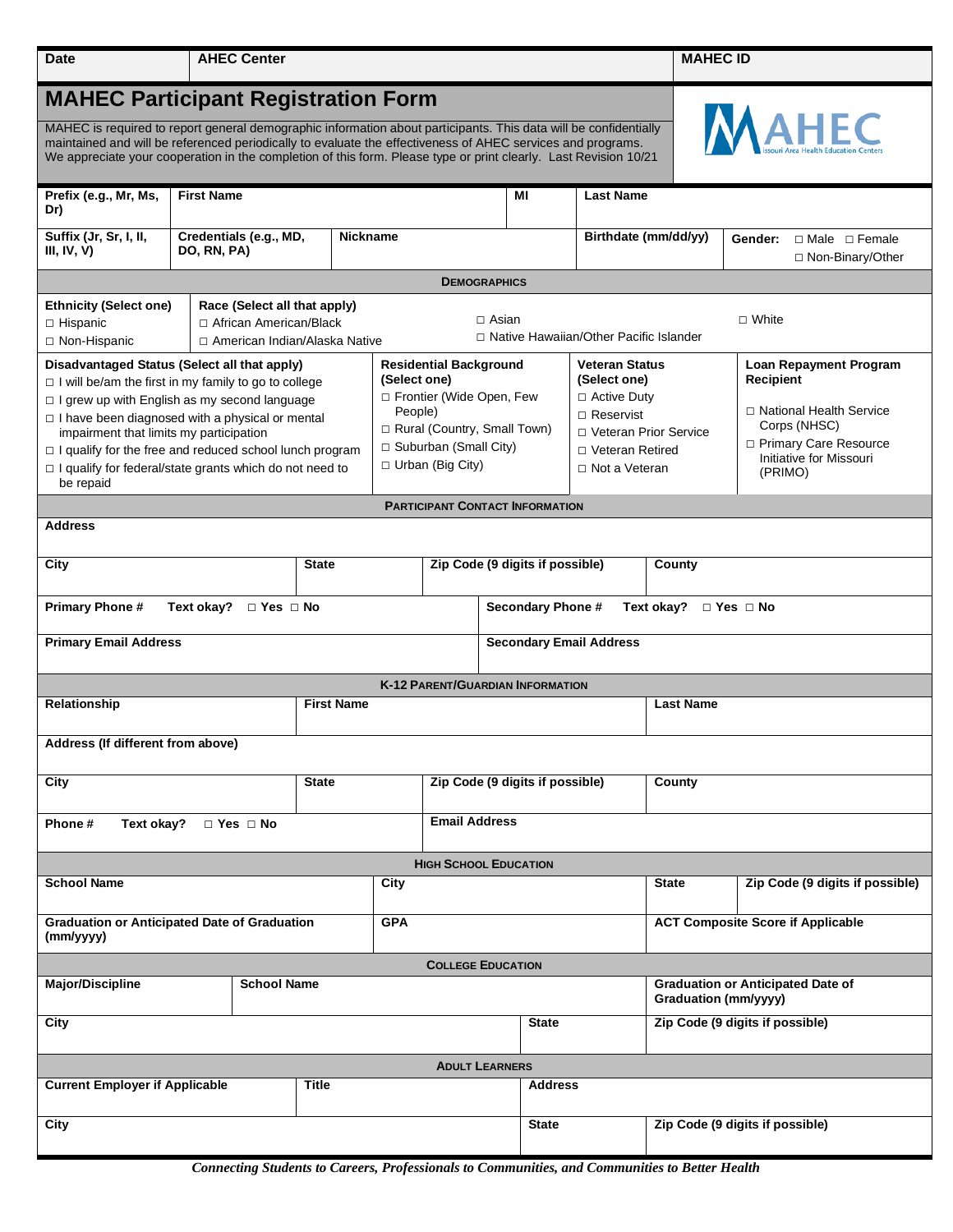| Date | AHEC Center | MAHEC ID |
|---|---|---|

# MAHEC Participant Registration Form

MAHEC is required to report general demographic information about participants. This data will be confidentially maintained and will be referenced periodically to evaluate the effectiveness of AHEC services and programs. We appreciate your cooperation in the completion of this form. Please type or print clearly. Last Revision 10/21

| Prefix (e.g., Mr, Ms, Dr) | First Name | | MI | Last Name | |
|---|---|---|---|---|---|
| Suffix (Jr, Sr, I, II, III, IV, V) | Credentials (e.g., MD, DO, RN, PA) | Nickname | | Birthdate (mm/dd/yy) | Gender: □ Male □ Female □ Non-Binary/Other |

## Demographics

**Ethnicity (Select one)**
- □ Hispanic
- □ Non-Hispanic

**Race (Select all that apply)**
- □ African American/Black
- □ American Indian/Alaska Native
- □ Asian
- □ Native Hawaiian/Other Pacific Islander
- □ White

**Disadvantaged Status (Select all that apply)**
- □ I will be/am the first in my family to go to college
- □ I grew up with English as my second language
- □ I have been diagnosed with a physical or mental impairment that limits my participation
- □ I qualify for the free and reduced school lunch program
- □ I qualify for federal/state grants which do not need to be repaid

**Residential Background (Select one)**
- □ Frontier (Wide Open, Few People)
- □ Rural (Country, Small Town)
- □ Suburban (Small City)
- □ Urban (Big City)

**Veteran Status (Select one)**
- □ Active Duty
- □ Reservist
- □ Veteran Prior Service
- □ Veteran Retired
- □ Not a Veteran

**Loan Repayment Program Recipient**
- □ National Health Service Corps (NHSC)
- □ Primary Care Resource Initiative for Missouri (PRIMO)

## Participant Contact Information

| Address | | | |
|---|---|---|---|
| City | State | Zip Code (9 digits if possible) | County |
| Primary Phone # Text okay? □ Yes □ No | | Secondary Phone # Text okay? □ Yes □ No | |
| Primary Email Address | | Secondary Email Address | |

## K-12 Parent/Guardian Information

| Relationship | First Name | | Last Name |
|---|---|---|---|
| Address (If different from above) | | | |
| City | State | Zip Code (9 digits if possible) | County |
| Phone # Text okay? □ Yes □ No | | Email Address | |

## High School Education

| School Name | City | State | Zip Code (9 digits if possible) |
|---|---|---|---|
| Graduation or Anticipated Date of Graduation (mm/yyyy) | GPA | ACT Composite Score if Applicable | |

## College Education

| Major/Discipline | School Name | Graduation or Anticipated Date of Graduation (mm/yyyy) |
|---|---|---|
| City | State | Zip Code (9 digits if possible) |

## Adult Learners

| Current Employer if Applicable | Title | Address |
|---|---|---|
| City | State | Zip Code (9 digits if possible) |

*Connecting Students to Careers, Professionals to Communities, and Communities to Better Health*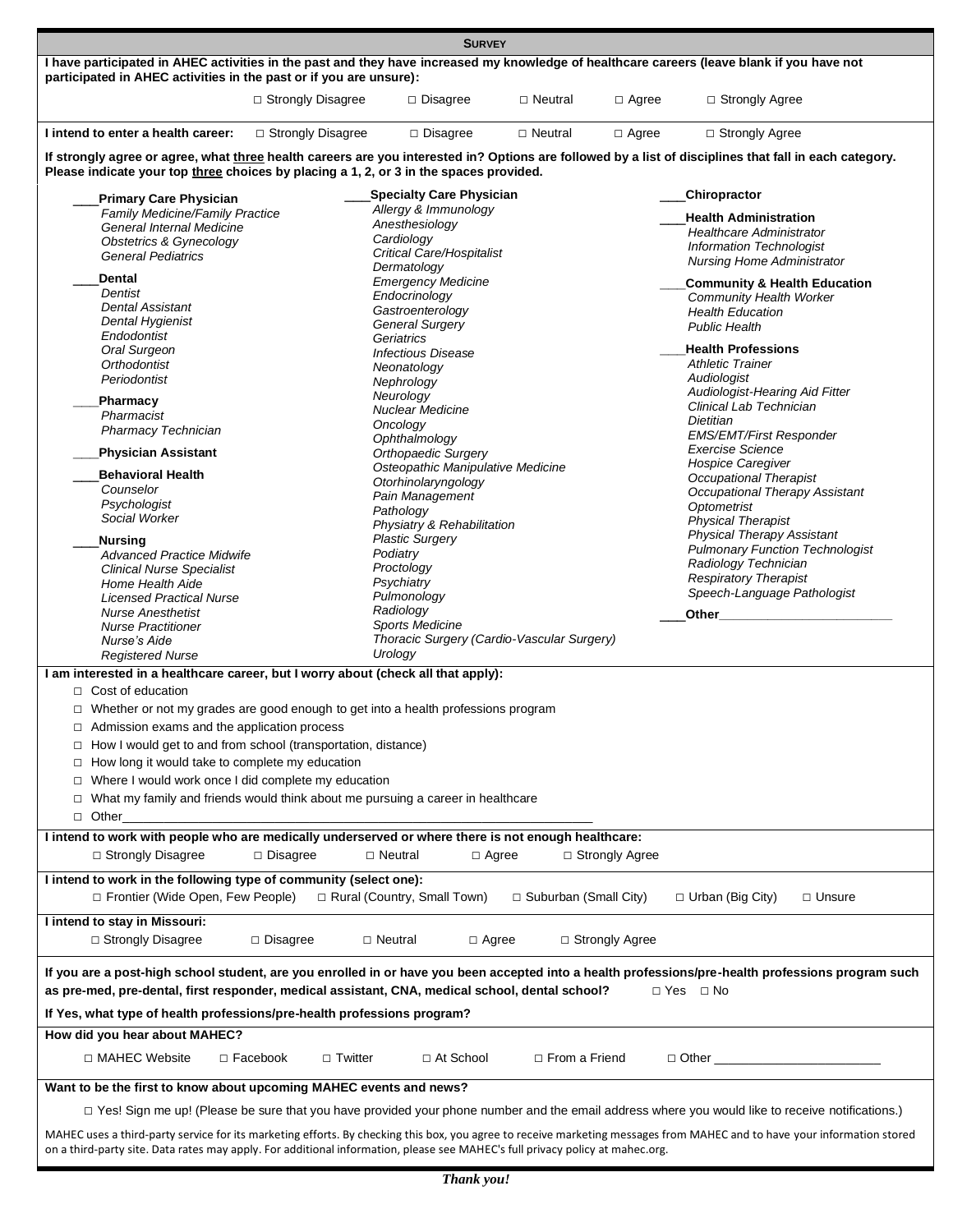## SURVEY

**I have participated in AHEC activities in the past and they have increased my knowledge of healthcare careers (leave blank if you have not participated in AHEC activities in the past or if you are unsure):**

□ Strongly Disagree □ Disagree □ Neutral □ Agree □ Strongly Agree

**I intend to enter a health career:** □ Strongly Disagree □ Disagree □ Neutral □ Agree □ Strongly Agree

**If strongly agree or agree, what three health careers are you interested in? Options are followed by a list of disciplines that fall in each category. Please indicate your top three choices by placing a 1, 2, or 3 in the spaces provided.**

____**Primary Care Physician**
*Family Medicine/Family Practice*
*General Internal Medicine*
*Obstetrics & Gynecology*
*General Pediatrics*

____**Dental**
*Dentist*
*Dental Assistant*
*Dental Hygienist*
*Endodontist*
*Oral Surgeon*
*Orthodontist*
*Periodontist*

____**Pharmacy**
*Pharmacist*
*Pharmacy Technician*

____**Physician Assistant**

____**Behavioral Health**
*Counselor*
*Psychologist*
*Social Worker*

____**Nursing**
*Advanced Practice Midwife*
*Clinical Nurse Specialist*
*Home Health Aide*
*Licensed Practical Nurse*
*Nurse Anesthetist*
*Nurse Practitioner*
*Nurse's Aide*
*Registered Nurse*

____**Specialty Care Physician**
*Allergy & Immunology*
*Anesthesiology*
*Cardiology*
*Critical Care/Hospitalist*
*Dermatology*
*Emergency Medicine*
*Endocrinology*
*Gastroenterology*
*General Surgery*
*Geriatrics*
*Infectious Disease*
*Neonatology*
*Nephrology*
*Neurology*
*Nuclear Medicine*
*Oncology*
*Ophthalmology*
*Orthopaedic Surgery*
*Osteopathic Manipulative Medicine*
*Otorhinolaryngology*
*Pain Management*
*Pathology*
*Physiatry & Rehabilitation*
*Plastic Surgery*
*Podiatry*
*Proctology*
*Psychiatry*
*Pulmonology*
*Radiology*
*Sports Medicine*
*Thoracic Surgery (Cardio-Vascular Surgery)*
*Urology*

____**Chiropractor**

____**Health Administration**
*Healthcare Administrator*
*Information Technologist*
*Nursing Home Administrator*

____**Community & Health Education**
*Community Health Worker*
*Health Education*
*Public Health*

____**Health Professions**
*Athletic Trainer*
*Audiologist*
*Audiologist-Hearing Aid Fitter*
*Clinical Lab Technician*
*Dietitian*
*EMS/EMT/First Responder*
*Exercise Science*
*Hospice Caregiver*
*Occupational Therapist*
*Occupational Therapy Assistant*
*Optometrist*
*Physical Therapist*
*Physical Therapy Assistant*
*Pulmonary Function Technologist*
*Radiology Technician*
*Respiratory Therapist*
*Speech-Language Pathologist*

____**Other**________________________

**I am interested in a healthcare career, but I worry about (check all that apply):**

- □ Cost of education
- □ Whether or not my grades are good enough to get into a health professions program
- □ Admission exams and the application process
- □ How I would get to and from school (transportation, distance)
- □ How long it would take to complete my education
- □ Where I would work once I did complete my education
- □ What my family and friends would think about me pursuing a career in healthcare
- □ Other________________________________________________________________

**I intend to work with people who are medically underserved or where there is not enough healthcare:**

□ Strongly Disagree □ Disagree □ Neutral □ Agree □ Strongly Agree

**I intend to work in the following type of community (select one):**

□ Frontier (Wide Open, Few People) □ Rural (Country, Small Town) □ Suburban (Small City) □ Urban (Big City) □ Unsure

**I intend to stay in Missouri:**

□ Strongly Disagree □ Disagree □ Neutral □ Agree □ Strongly Agree

**If you are a post-high school student, are you enrolled in or have you been accepted into a health professions/pre-health professions program such as pre-med, pre-dental, first responder, medical assistant, CNA, medical school, dental school?** □ Yes □ No

**If Yes, what type of health professions/pre-health professions program?**

**How did you hear about MAHEC?**

□ MAHEC Website □ Facebook □ Twitter □ At School □ From a Friend □ Other ______________________

**Want to be the first to know about upcoming MAHEC events and news?**

□ Yes! Sign me up! (Please be sure that you have provided your phone number and the email address where you would like to receive notifications.)

MAHEC uses a third-party service for its marketing efforts. By checking this box, you agree to receive marketing messages from MAHEC and to have your information stored on a third-party site. Data rates may apply. For additional information, please see MAHEC's full privacy policy at mahec.org.

***Thank you!***